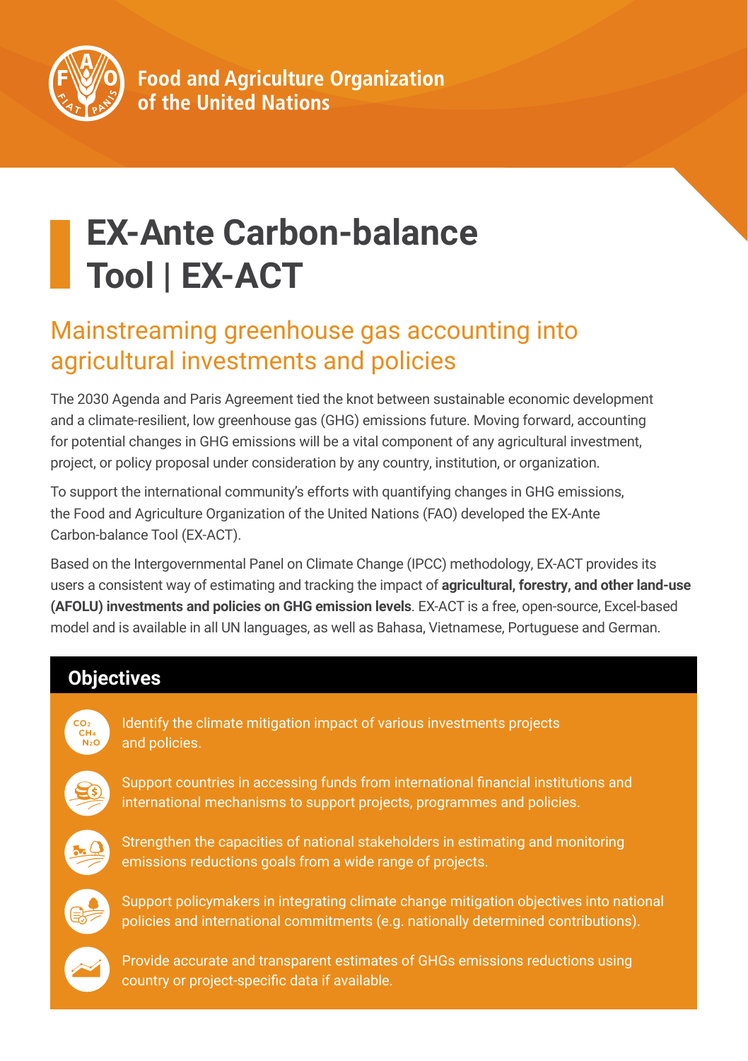Food and Agriculture Organization of the United Nations

# EX-Ante Carbon-balance Tool | EX-ACT

## Mainstreaming greenhouse gas accounting into agricultural investments and policies

The 2030 Agenda and Paris Agreement tied the knot between sustainable economic development and a climate-resilient, low greenhouse gas (GHG) emissions future. Moving forward, accounting for potential changes in GHG emissions will be a vital component of any agricultural investment, project, or policy proposal under consideration by any country, institution, or organization.

To support the international community's efforts with quantifying changes in GHG emissions, the Food and Agriculture Organization of the United Nations (FAO) developed the EX-Ante Carbon-balance Tool (EX-ACT).

Based on the Intergovernmental Panel on Climate Change (IPCC) methodology, EX-ACT provides its users a consistent way of estimating and tracking the impact of **agricultural, forestry, and other land-use (AFOLU) investments and policies on GHG emission levels**. EX-ACT is a free, open-source, Excel-based model and is available in all UN languages, as well as Bahasa, Vietnamese, Portuguese and German.

## Objectives

- Identify the climate mitigation impact of various investments projects and policies.
- Support countries in accessing funds from international financial institutions and international mechanisms to support projects, programmes and policies.
- Strengthen the capacities of national stakeholders in estimating and monitoring emissions reductions goals from a wide range of projects.
- Support policymakers in integrating climate change mitigation objectives into national policies and international commitments (e.g. nationally determined contributions).
- Provide accurate and transparent estimates of GHGs emissions reductions using country or project-specific data if available.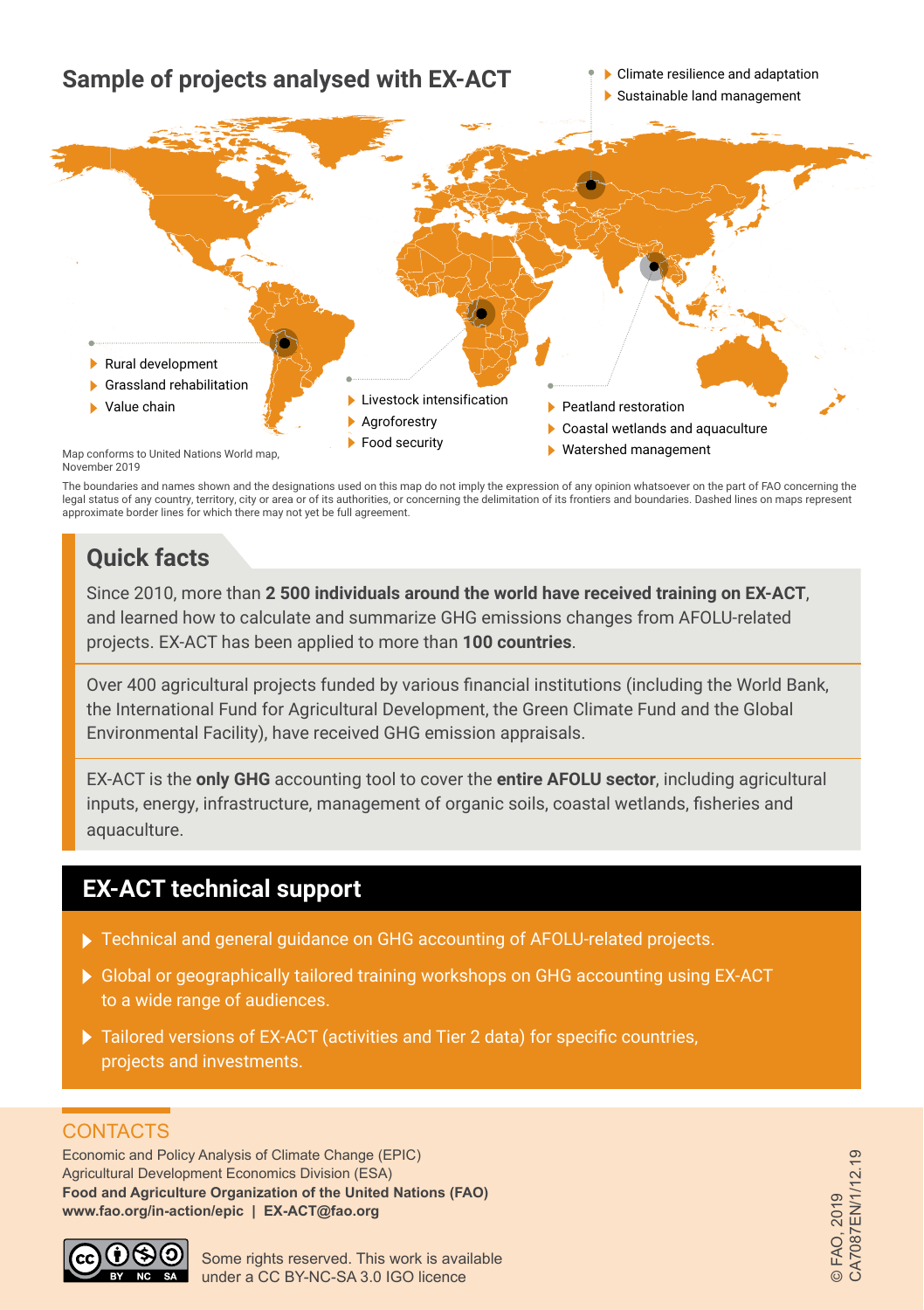## Sample of projects analysed with EX-ACT

- Climate resilience and adaptation
- Sustainable land management

- Rural development
- Grassland rehabilitation
- Value chain

- Livestock intensification
- Agroforestry
- Food security

- Peatland restoration
- Coastal wetlands and aquaculture
- Watershed management

Map conforms to United Nations World map, November 2019

The boundaries and names shown and the designations used on this map do not imply the expression of any opinion whatsoever on the part of FAO concerning the legal status of any country, territory, city or area or of its authorities, or concerning the delimitation of its frontiers and boundaries. Dashed lines on maps represent approximate border lines for which there may not yet be full agreement.

## Quick facts

Since 2010, more than **2 500 individuals around the world have received training on EX-ACT**, and learned how to calculate and summarize GHG emissions changes from AFOLU-related projects. EX-ACT has been applied to more than **100 countries**.

Over 400 agricultural projects funded by various financial institutions (including the World Bank, the International Fund for Agricultural Development, the Green Climate Fund and the Global Environmental Facility), have received GHG emission appraisals.

EX-ACT is the **only GHG** accounting tool to cover the **entire AFOLU sector**, including agricultural inputs, energy, infrastructure, management of organic soils, coastal wetlands, fisheries and aquaculture.

## EX-ACT technical support

- Technical and general guidance on GHG accounting of AFOLU-related projects.
- Global or geographically tailored training workshops on GHG accounting using EX-ACT to a wide range of audiences.
- Tailored versions of EX-ACT (activities and Tier 2 data) for specific countries, projects and investments.

## CONTACTS

Economic and Policy Analysis of Climate Change (EPIC)
Agricultural Development Economics Division (ESA)
**Food and Agriculture Organization of the United Nations (FAO)**
**www.fao.org/in-action/epic | EX-ACT@fao.org**

Some rights reserved. This work is available under a CC BY-NC-SA 3.0 IGO licence

© FAO, 2019
CA7087EN/1/12.19